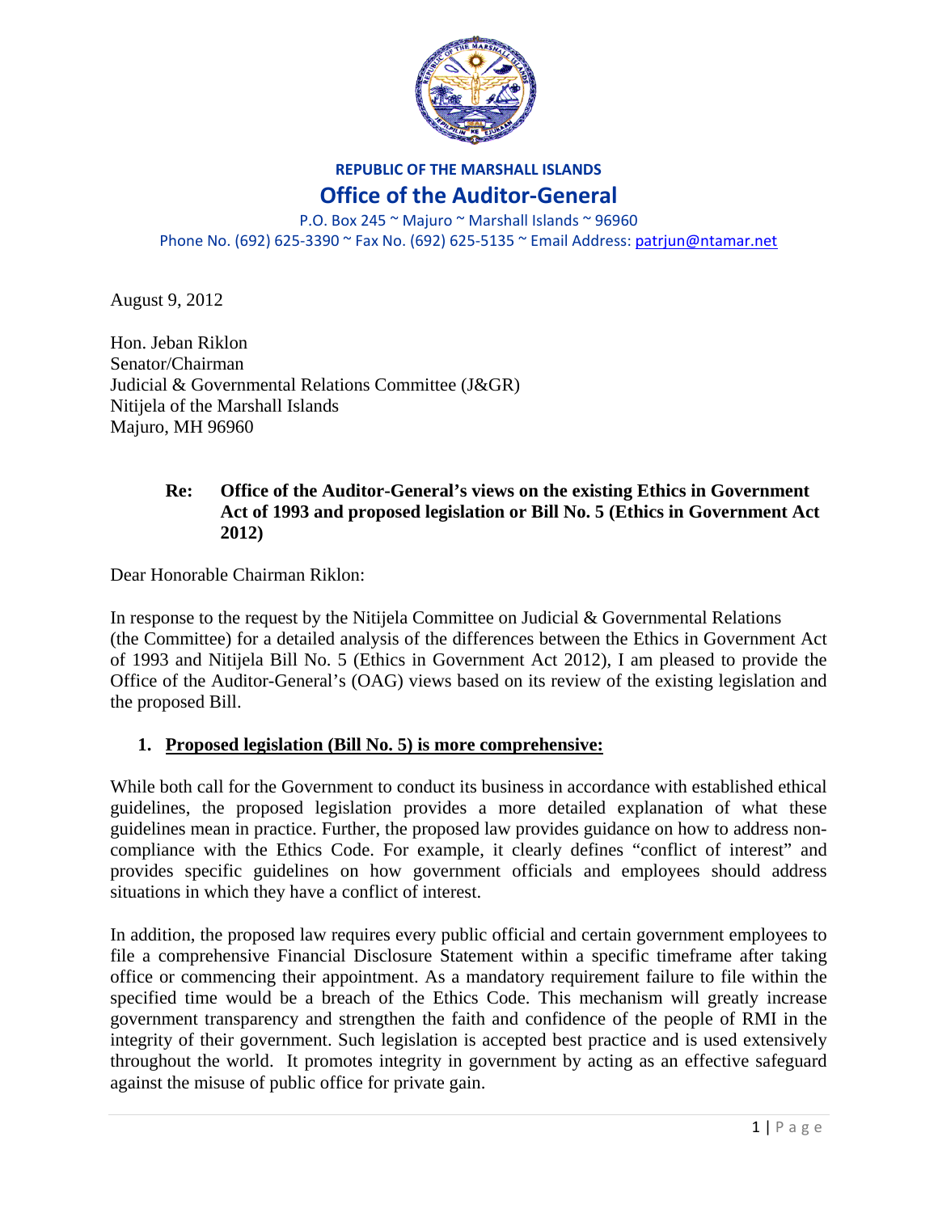**REPUBLIC OF THE MARSHALL ISLANDS**

# Office of the Auditor-General

P.O. Box 245 ~ Majuro ~ Marshall Islands ~ 96960
Phone No. (692) 625-3390 ~ Fax No. (692) 625-5135 ~ Email Address: patrjun@ntamar.net

August 9, 2012

Hon. Jeban Riklon
Senator/Chairman
Judicial & Governmental Relations Committee (J&GR)
Nitijela of the Marshall Islands
Majuro, MH 96960

**Re: Office of the Auditor-General's views on the existing Ethics in Government Act of 1993 and proposed legislation or Bill No. 5 (Ethics in Government Act 2012)**

Dear Honorable Chairman Riklon:

In response to the request by the Nitijela Committee on Judicial & Governmental Relations (the Committee) for a detailed analysis of the differences between the Ethics in Government Act of 1993 and Nitijela Bill No. 5 (Ethics in Government Act 2012), I am pleased to provide the Office of the Auditor-General's (OAG) views based on its review of the existing legislation and the proposed Bill.

## 1. Proposed legislation (Bill No. 5) is more comprehensive:

While both call for the Government to conduct its business in accordance with established ethical guidelines, the proposed legislation provides a more detailed explanation of what these guidelines mean in practice. Further, the proposed law provides guidance on how to address non-compliance with the Ethics Code. For example, it clearly defines "conflict of interest" and provides specific guidelines on how government officials and employees should address situations in which they have a conflict of interest.

In addition, the proposed law requires every public official and certain government employees to file a comprehensive Financial Disclosure Statement within a specific timeframe after taking office or commencing their appointment. As a mandatory requirement failure to file within the specified time would be a breach of the Ethics Code. This mechanism will greatly increase government transparency and strengthen the faith and confidence of the people of RMI in the integrity of their government. Such legislation is accepted best practice and is used extensively throughout the world. It promotes integrity in government by acting as an effective safeguard against the misuse of public office for private gain.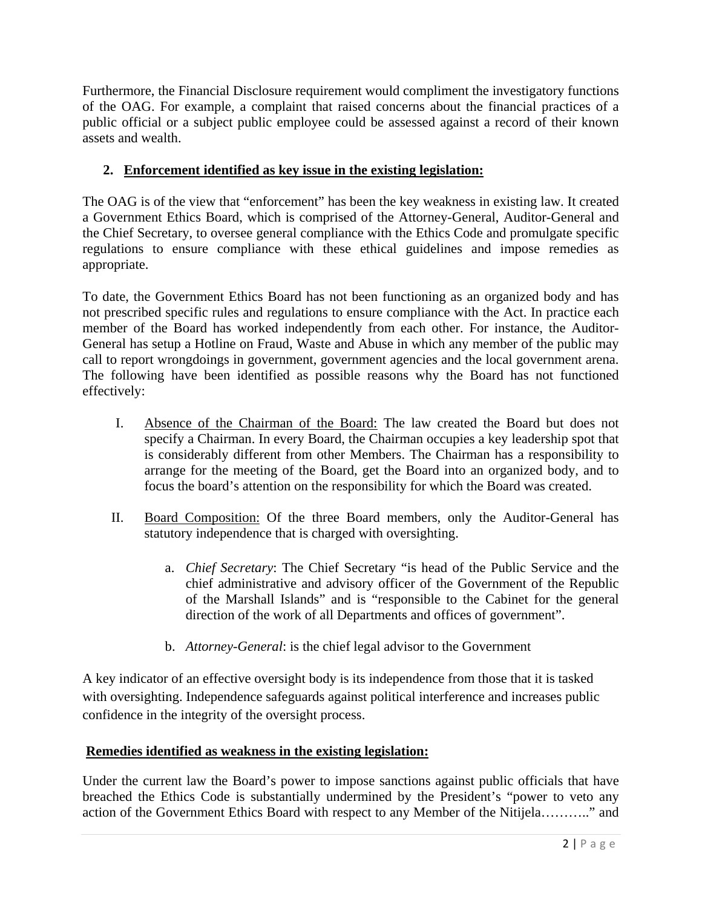Furthermore, the Financial Disclosure requirement would compliment the investigatory functions of the OAG. For example, a complaint that raised concerns about the financial practices of a public official or a subject public employee could be assessed against a record of their known assets and wealth.

## 2. Enforcement identified as key issue in the existing legislation:

The OAG is of the view that "enforcement" has been the key weakness in existing law. It created a Government Ethics Board, which is comprised of the Attorney-General, Auditor-General and the Chief Secretary, to oversee general compliance with the Ethics Code and promulgate specific regulations to ensure compliance with these ethical guidelines and impose remedies as appropriate.

To date, the Government Ethics Board has not been functioning as an organized body and has not prescribed specific rules and regulations to ensure compliance with the Act. In practice each member of the Board has worked independently from each other. For instance, the Auditor-General has setup a Hotline on Fraud, Waste and Abuse in which any member of the public may call to report wrongdoings in government, government agencies and the local government arena. The following have been identified as possible reasons why the Board has not functioned effectively:

I. Absence of the Chairman of the Board: The law created the Board but does not specify a Chairman. In every Board, the Chairman occupies a key leadership spot that is considerably different from other Members. The Chairman has a responsibility to arrange for the meeting of the Board, get the Board into an organized body, and to focus the board's attention on the responsibility for which the Board was created.

II. Board Composition: Of the three Board members, only the Auditor-General has statutory independence that is charged with oversighting.

   a. *Chief Secretary*: The Chief Secretary "is head of the Public Service and the chief administrative and advisory officer of the Government of the Republic of the Marshall Islands" and is "responsible to the Cabinet for the general direction of the work of all Departments and offices of government".

   b. *Attorney-General*: is the chief legal advisor to the Government

A key indicator of an effective oversight body is its independence from those that it is tasked with oversighting. Independence safeguards against political interference and increases public confidence in the integrity of the oversight process.

## Remedies identified as weakness in the existing legislation:

Under the current law the Board's power to impose sanctions against public officials that have breached the Ethics Code is substantially undermined by the President's "power to veto any action of the Government Ethics Board with respect to any Member of the Nitijela……….." and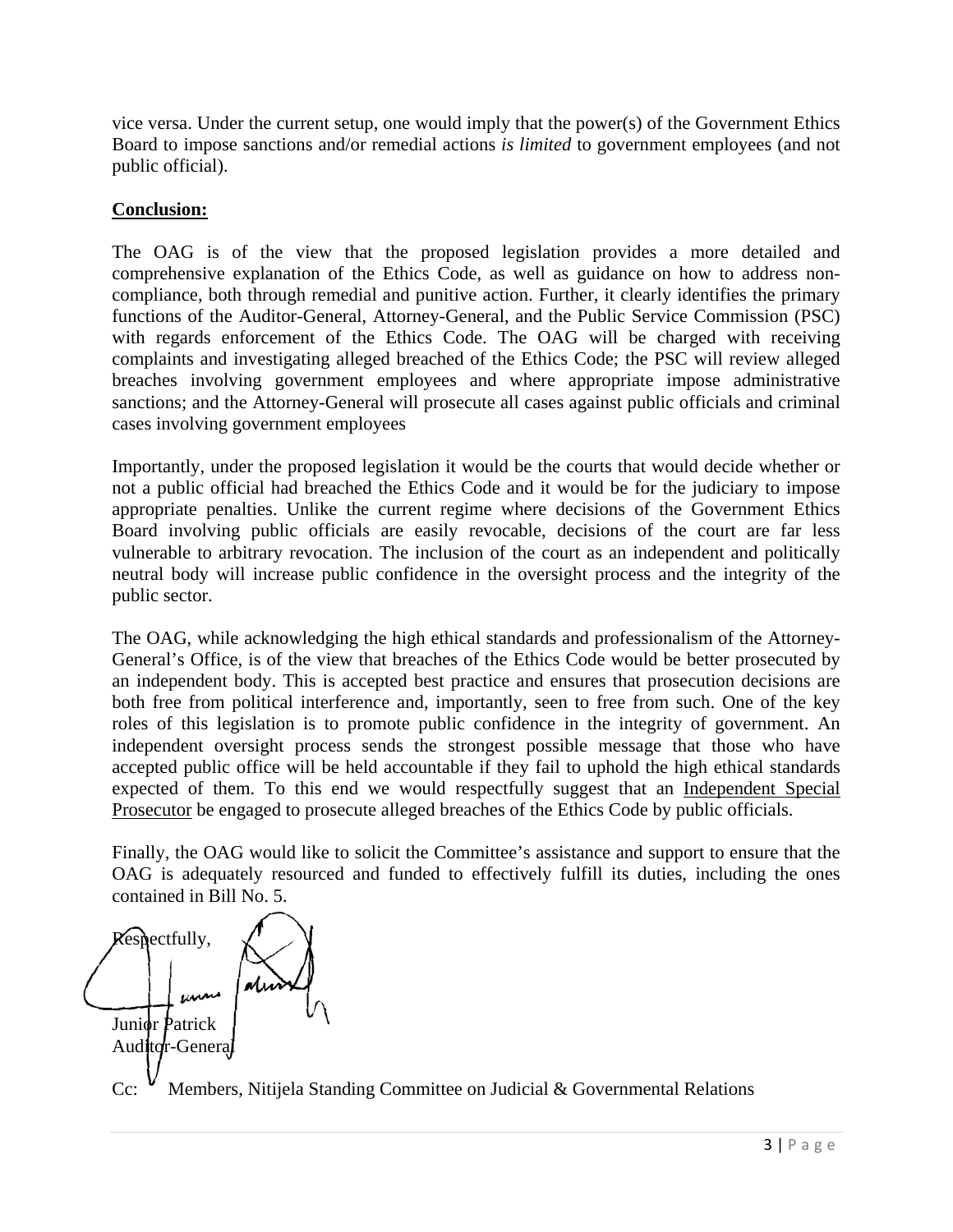vice versa. Under the current setup, one would imply that the power(s) of the Government Ethics Board to impose sanctions and/or remedial actions *is limited* to government employees (and not public official).

**<u>Conclusion:</u>**

The OAG is of the view that the proposed legislation provides a more detailed and comprehensive explanation of the Ethics Code, as well as guidance on how to address non-compliance, both through remedial and punitive action. Further, it clearly identifies the primary functions of the Auditor-General, Attorney-General, and the Public Service Commission (PSC) with regards enforcement of the Ethics Code. The OAG will be charged with receiving complaints and investigating alleged breached of the Ethics Code; the PSC will review alleged breaches involving government employees and where appropriate impose administrative sanctions; and the Attorney-General will prosecute all cases against public officials and criminal cases involving government employees

Importantly, under the proposed legislation it would be the courts that would decide whether or not a public official had breached the Ethics Code and it would be for the judiciary to impose appropriate penalties. Unlike the current regime where decisions of the Government Ethics Board involving public officials are easily revocable, decisions of the court are far less vulnerable to arbitrary revocation. The inclusion of the court as an independent and politically neutral body will increase public confidence in the oversight process and the integrity of the public sector.

The OAG, while acknowledging the high ethical standards and professionalism of the Attorney-General's Office, is of the view that breaches of the Ethics Code would be better prosecuted by an independent body. This is accepted best practice and ensures that prosecution decisions are both free from political interference and, importantly, seen to free from such. One of the key roles of this legislation is to promote public confidence in the integrity of government. An independent oversight process sends the strongest possible message that those who have accepted public office will be held accountable if they fail to uphold the high ethical standards expected of them. To this end we would respectfully suggest that an <u>Independent Special Prosecutor</u> be engaged to prosecute alleged breaches of the Ethics Code by public officials.

Finally, the OAG would like to solicit the Committee's assistance and support to ensure that the OAG is adequately resourced and funded to effectively fulfill its duties, including the ones contained in Bill No. 5.

Respectfully,

Junior Patrick
Auditor-General

Cc: Members, Nitijela Standing Committee on Judicial & Governmental Relations